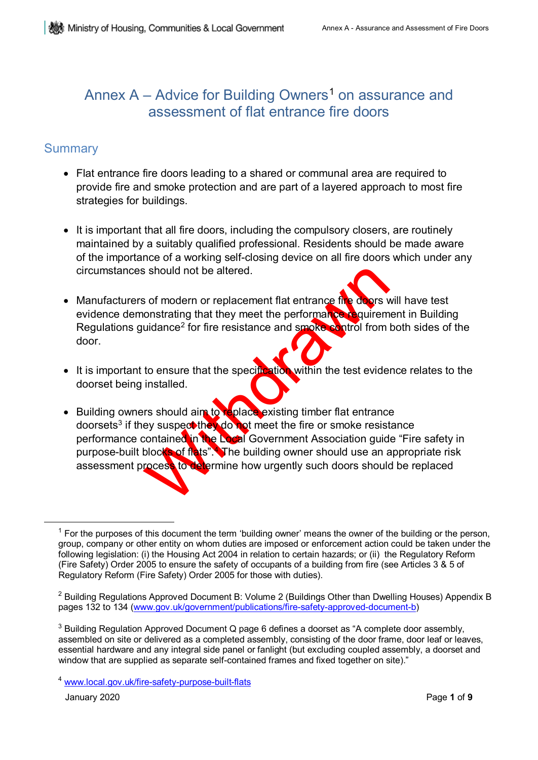# Annex A – Advice for Building Owners[1] on assurance and assessment of flat entrance fire doors

## Summary

- Flat entrance fire doors leading to a shared or communal area are required to provide fire and smoke protection and are part of a layered approach to most fire strategies for buildings.

- It is important that all fire doors, including the compulsory closers, are routinely maintained by a suitably qualified professional. Residents should be made aware of the importance of a working self-closing device on all fire doors which under any circumstances should not be altered.

- Manufacturers of modern or replacement flat entrance fire doors will have test evidence demonstrating that they meet the performance requirement in Building Regulations guidance[2] for fire resistance and smoke control from both sides of the door.

- It is important to ensure that the specification within the test evidence relates to the doorset being installed.

- Building owners should aim to replace existing timber flat entrance doorsets[3] if they suspect they do not meet the fire or smoke resistance performance contained in the Local Government Association guide "Fire safety in purpose-built blocks of flats".[4] The building owner should use an appropriate risk assessment process to determine how urgently such doors should be replaced

Withdrawn

---

[1] For the purposes of this document the term 'building owner' means the owner of the building or the person, group, company or other entity on whom duties are imposed or enforcement action could be taken under the following legislation: (i) the Housing Act 2004 in relation to certain hazards; or (ii) the Regulatory Reform (Fire Safety) Order 2005 to ensure the safety of occupants of a building from fire (see Articles 3 & 5 of Regulatory Reform (Fire Safety) Order 2005 for those with duties).

[2] Building Regulations Approved Document B: Volume 2 (Buildings Other than Dwelling Houses) Appendix B pages 132 to 134 (www.gov.uk/government/publications/fire-safety-approved-document-b)

[3] Building Regulation Approved Document Q page 6 defines a doorset as "A complete door assembly, assembled on site or delivered as a completed assembly, consisting of the door frame, door leaf or leaves, essential hardware and any integral side panel or fanlight (but excluding coupled assembly, a doorset and window that are supplied as separate self-contained frames and fixed together on site)."

[4] www.local.gov.uk/fire-safety-purpose-built-flats

January 2020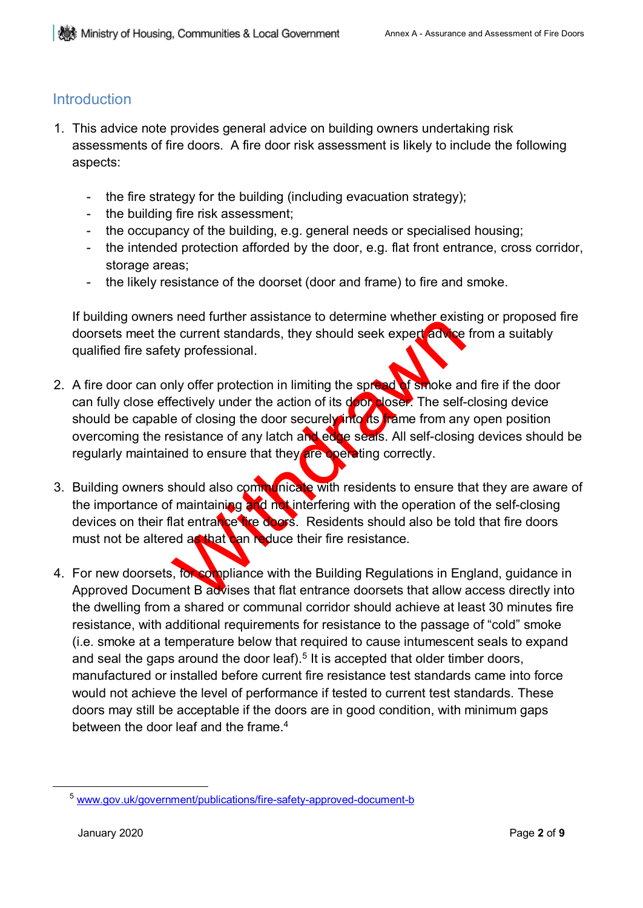## Introduction

1. This advice note provides general advice on building owners undertaking risk assessments of fire doors. A fire door risk assessment is likely to include the following aspects:

   - the fire strategy for the building (including evacuation strategy);
   - the building fire risk assessment;
   - the occupancy of the building, e.g. general needs or specialised housing;
   - the intended protection afforded by the door, e.g. flat front entrance, cross corridor, storage areas;
   - the likely resistance of the doorset (door and frame) to fire and smoke.

   If building owners need further assistance to determine whether existing or proposed fire doorsets meet the current standards, they should seek expert advice from a suitably qualified fire safety professional.

2. A fire door can only offer protection in limiting the spread of smoke and fire if the door can fully close effectively under the action of its door closer. The self-closing device should be capable of closing the door securely into its frame from any open position overcoming the resistance of any latch and edge seals. All self-closing devices should be regularly maintained to ensure that they are operating correctly.

3. Building owners should also communicate with residents to ensure that they are aware of the importance of maintaining and not interfering with the operation of the self-closing devices on their flat entrance fire doors. Residents should also be told that fire doors must not be altered as that can reduce their fire resistance.

4. For new doorsets, for compliance with the Building Regulations in England, guidance in Approved Document B advises that flat entrance doorsets that allow access directly into the dwelling from a shared or communal corridor should achieve at least 30 minutes fire resistance, with additional requirements for resistance to the passage of "cold" smoke (i.e. smoke at a temperature below that required to cause intumescent seals to expand and seal the gaps around the door leaf).[5] It is accepted that older timber doors, manufactured or installed before current fire resistance test standards came into force would not achieve the level of performance if tested to current test standards. These doors may still be acceptable if the doors are in good condition, with minimum gaps between the door leaf and the frame.[4]

Withdrawn

---

[5] www.gov.uk/government/publications/fire-safety-approved-document-b

January 2020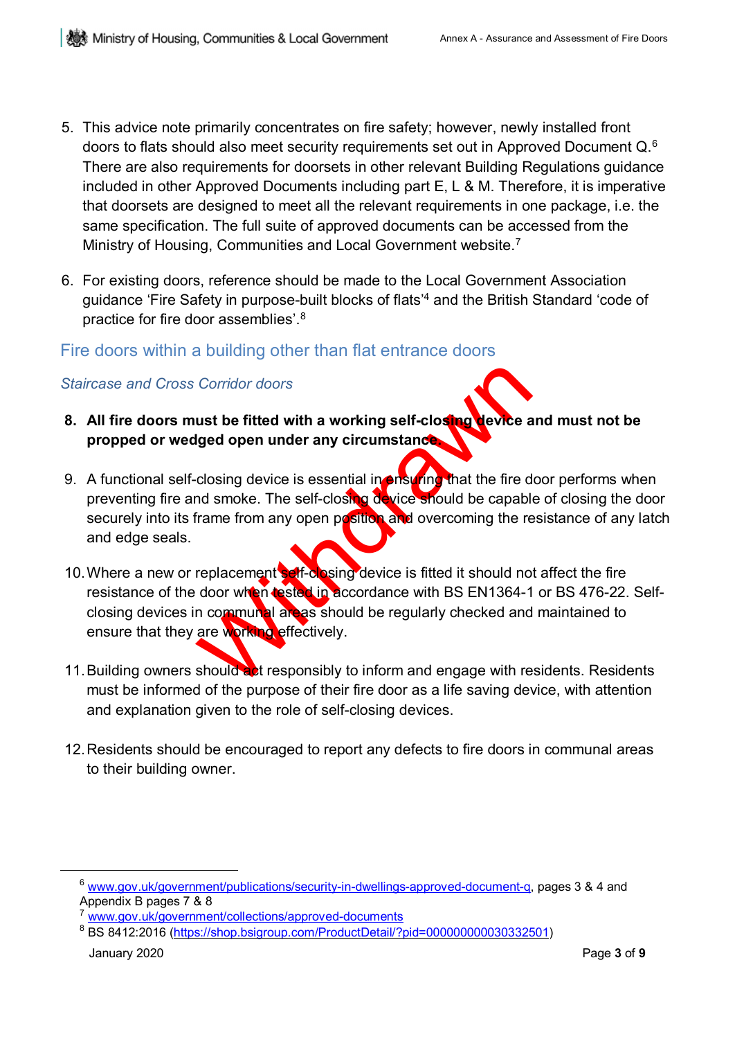5. This advice note primarily concentrates on fire safety; however, newly installed front doors to flats should also meet security requirements set out in Approved Document Q.[6] There are also requirements for doorsets in other relevant Building Regulations guidance included in other Approved Documents including part E, L & M. Therefore, it is imperative that doorsets are designed to meet all the relevant requirements in one package, i.e. the same specification. The full suite of approved documents can be accessed from the Ministry of Housing, Communities and Local Government website.[7]

6. For existing doors, reference should be made to the Local Government Association guidance 'Fire Safety in purpose-built blocks of flats'[4] and the British Standard 'code of practice for fire door assemblies'.[8]

## Fire doors within a building other than flat entrance doors

### *Staircase and Cross Corridor doors*

8. **All fire doors must be fitted with a working self-closing device and must not be propped or wedged open under any circumstance.**

9. A functional self-closing device is essential in ensuring that the fire door performs when preventing fire and smoke. The self-closing device should be capable of closing the door securely into its frame from any open position and overcoming the resistance of any latch and edge seals.

10. Where a new or replacement self-closing device is fitted it should not affect the fire resistance of the door when tested in accordance with BS EN1364-1 or BS 476-22. Self-closing devices in communal areas should be regularly checked and maintained to ensure that they are working effectively.

11. Building owners should act responsibly to inform and engage with residents. Residents must be informed of the purpose of their fire door as a life saving device, with attention and explanation given to the role of self-closing devices.

12. Residents should be encouraged to report any defects to fire doors in communal areas to their building owner.

Withdrawn

---

[6] www.gov.uk/government/publications/security-in-dwellings-approved-document-q, pages 3 & 4 and Appendix B pages 7 & 8

[7] www.gov.uk/government/collections/approved-documents

[8] BS 8412:2016 (https://shop.bsigroup.com/ProductDetail/?pid=000000000030332501)

January 2020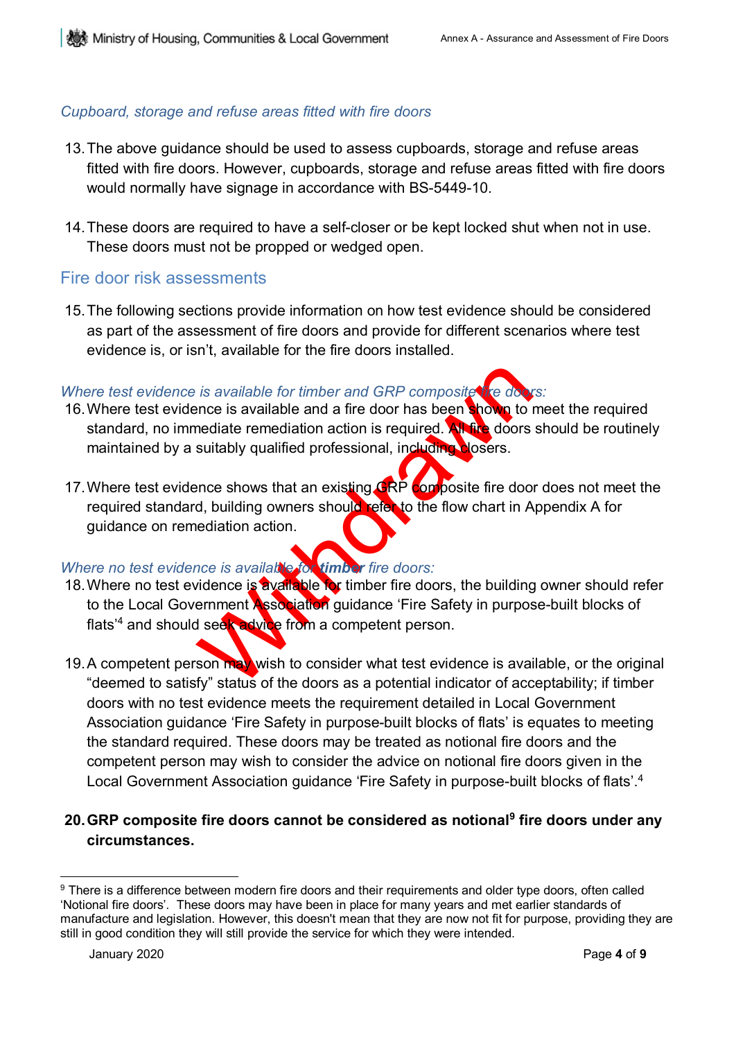*Cupboard, storage and refuse areas fitted with fire doors*

13. The above guidance should be used to assess cupboards, storage and refuse areas fitted with fire doors. However, cupboards, storage and refuse areas fitted with fire doors would normally have signage in accordance with BS-5449-10.

14. These doors are required to have a self-closer or be kept locked shut when not in use. These doors must not be propped or wedged open.

## Fire door risk assessments

15. The following sections provide information on how test evidence should be considered as part of the assessment of fire doors and provide for different scenarios where test evidence is, or isn't, available for the fire doors installed.

*Where test evidence is available for timber and GRP composite fire doors:*

16. Where test evidence is available and a fire door has been shown to meet the required standard, no immediate remediation action is required. All fire doors should be routinely maintained by a suitably qualified professional, including closers.

17. Where test evidence shows that an existing GRP composite fire door does not meet the required standard, building owners should refer to the flow chart in Appendix A for guidance on remediation action.

*Where no test evidence is available for **timber** fire doors:*

18. Where no test evidence is available for timber fire doors, the building owner should refer to the Local Government Association guidance 'Fire Safety in purpose-built blocks of flats'[4] and should seek advice from a competent person.

19. A competent person may wish to consider what test evidence is available, or the original "deemed to satisfy" status of the doors as a potential indicator of acceptability; if timber doors with no test evidence meets the requirement detailed in Local Government Association guidance 'Fire Safety in purpose-built blocks of flats' is equates to meeting the standard required. These doors may be treated as notional fire doors and the competent person may wish to consider the advice on notional fire doors given in the Local Government Association guidance 'Fire Safety in purpose-built blocks of flats'.[4]

20. **GRP composite fire doors cannot be considered as notional[9] fire doors under any circumstances.**

Withdrawn

---

[9] There is a difference between modern fire doors and their requirements and older type doors, often called 'Notional fire doors'. These doors may have been in place for many years and met earlier standards of manufacture and legislation. However, this doesn't mean that they are now not fit for purpose, providing they are still in good condition they will still provide the service for which they were intended.

January 2020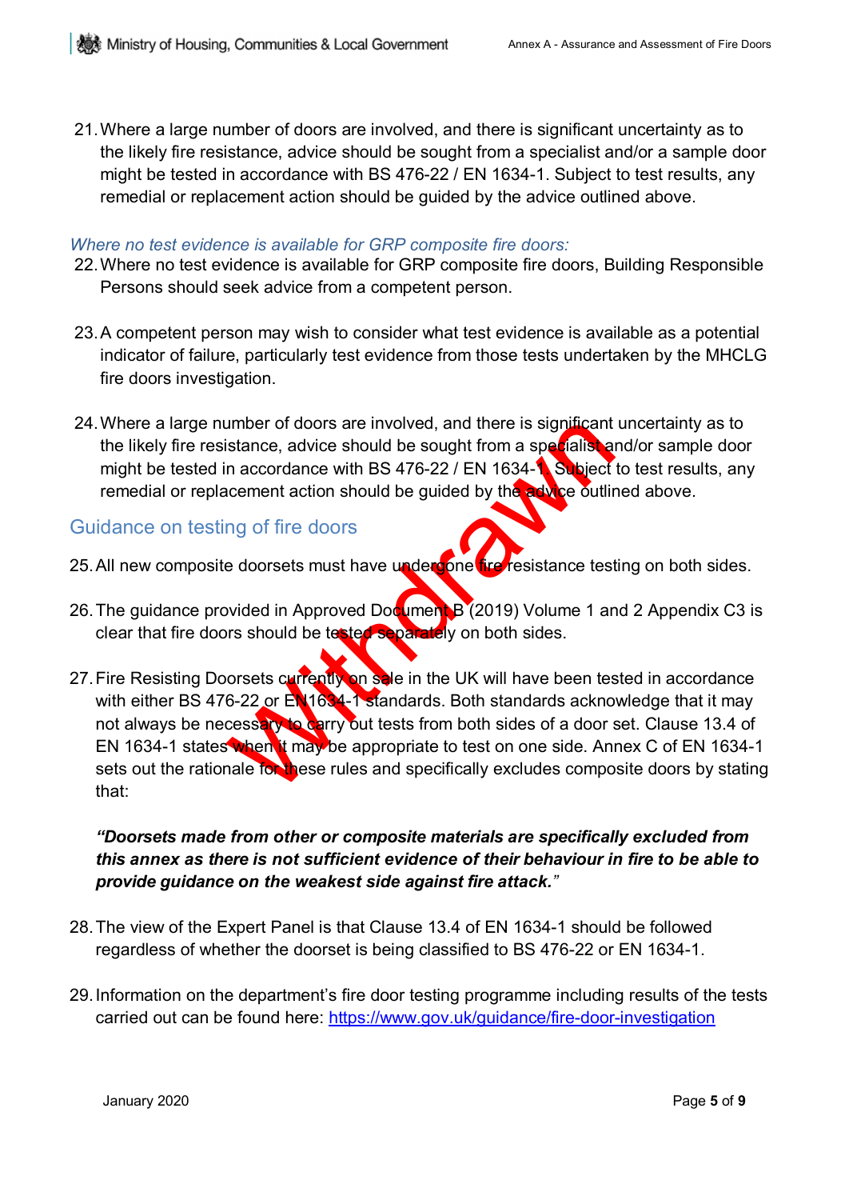21. Where a large number of doors are involved, and there is significant uncertainty as to the likely fire resistance, advice should be sought from a specialist and/or a sample door might be tested in accordance with BS 476-22 / EN 1634-1. Subject to test results, any remedial or replacement action should be guided by the advice outlined above.

*Where no test evidence is available for GRP composite fire doors:*

22. Where no test evidence is available for GRP composite fire doors, Building Responsible Persons should seek advice from a competent person.

23. A competent person may wish to consider what test evidence is available as a potential indicator of failure, particularly test evidence from those tests undertaken by the MHCLG fire doors investigation.

24. Where a large number of doors are involved, and there is significant uncertainty as to the likely fire resistance, advice should be sought from a specialist and/or sample door might be tested in accordance with BS 476-22 / EN 1634-1. Subject to test results, any remedial or replacement action should be guided by the advice outlined above.

## Guidance on testing of fire doors

25. All new composite doorsets must have undergone fire resistance testing on both sides.

26. The guidance provided in Approved Document B (2019) Volume 1 and 2 Appendix C3 is clear that fire doors should be tested separately on both sides.

27. Fire Resisting Doorsets currently on sale in the UK will have been tested in accordance with either BS 476-22 or EN1634-1 standards. Both standards acknowledge that it may not always be necessary to carry out tests from both sides of a door set. Clause 13.4 of EN 1634-1 states when it may be appropriate to test on one side. Annex C of EN 1634-1 sets out the rationale for these rules and specifically excludes composite doors by stating that:

    ***"Doorsets made from other or composite materials are specifically excluded from this annex as there is not sufficient evidence of their behaviour in fire to be able to provide guidance on the weakest side against fire attack."***

28. The view of the Expert Panel is that Clause 13.4 of EN 1634-1 should be followed regardless of whether the doorset is being classified to BS 476-22 or EN 1634-1.

29. Information on the department's fire door testing programme including results of the tests carried out can be found here: https://www.gov.uk/guidance/fire-door-investigation

Withdrawn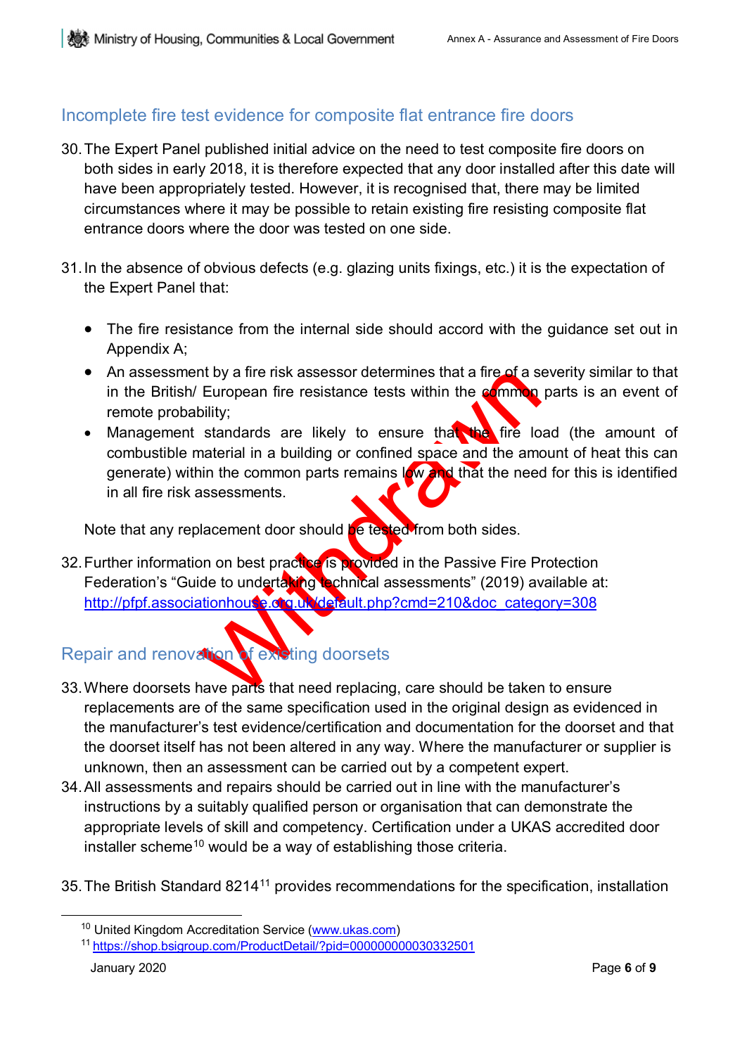## Incomplete fire test evidence for composite flat entrance fire doors

30. The Expert Panel published initial advice on the need to test composite fire doors on both sides in early 2018, it is therefore expected that any door installed after this date will have been appropriately tested. However, it is recognised that, there may be limited circumstances where it may be possible to retain existing fire resisting composite flat entrance doors where the door was tested on one side.

31. In the absence of obvious defects (e.g. glazing units fixings, etc.) it is the expectation of the Expert Panel that:

    - The fire resistance from the internal side should accord with the guidance set out in Appendix A;
    - An assessment by a fire risk assessor determines that a fire of a severity similar to that in the British/ European fire resistance tests within the common parts is an event of remote probability;
    - Management standards are likely to ensure that the fire load (the amount of combustible material in a building or confined space and the amount of heat this can generate) within the common parts remains low and that the need for this is identified in all fire risk assessments.

    Note that any replacement door should be tested from both sides.

32. Further information on best practice is provided in the Passive Fire Protection Federation's "Guide to undertaking technical assessments" (2019) available at: http://pfpf.associationhouse.org.uk/default.php?cmd=210&doc_category=308

## Repair and renovation of existing doorsets

33. Where doorsets have parts that need replacing, care should be taken to ensure replacements are of the same specification used in the original design as evidenced in the manufacturer's test evidence/certification and documentation for the doorset and that the doorset itself has not been altered in any way. Where the manufacturer or supplier is unknown, then an assessment can be carried out by a competent expert.
34. All assessments and repairs should be carried out in line with the manufacturer's instructions by a suitably qualified person or organisation that can demonstrate the appropriate levels of skill and competency. Certification under a UKAS accredited door installer scheme[10] would be a way of establishing those criteria.

35. The British Standard 8214[11] provides recommendations for the specification, installation

---

[10] United Kingdom Accreditation Service (www.ukas.com)

[11] https://shop.bsigroup.com/ProductDetail/?pid=000000000030332501

January 2020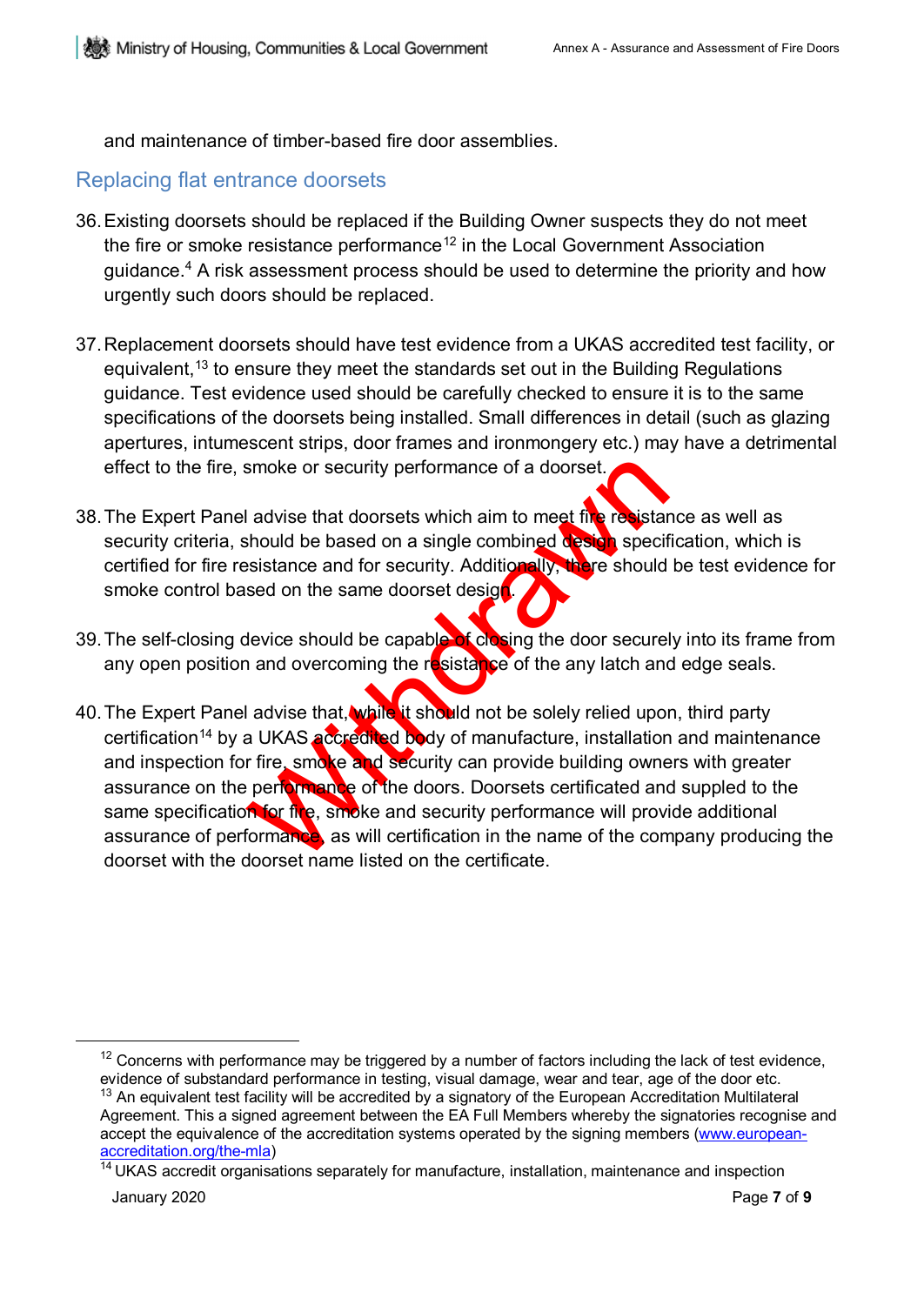and maintenance of timber-based fire door assemblies.

## Replacing flat entrance doorsets

36. Existing doorsets should be replaced if the Building Owner suspects they do not meet the fire or smoke resistance performance[12] in the Local Government Association guidance.[4] A risk assessment process should be used to determine the priority and how urgently such doors should be replaced.

37. Replacement doorsets should have test evidence from a UKAS accredited test facility, or equivalent,[13] to ensure they meet the standards set out in the Building Regulations guidance. Test evidence used should be carefully checked to ensure it is to the same specifications of the doorsets being installed. Small differences in detail (such as glazing apertures, intumescent strips, door frames and ironmongery etc.) may have a detrimental effect to the fire, smoke or security performance of a doorset.

38. The Expert Panel advise that doorsets which aim to meet fire resistance as well as security criteria, should be based on a single combined design specification, which is certified for fire resistance and for security. Additionally, there should be test evidence for smoke control based on the same doorset design.

39. The self-closing device should be capable of closing the door securely into its frame from any open position and overcoming the resistance of the any latch and edge seals.

40. The Expert Panel advise that, while it should not be solely relied upon, third party certification[14] by a UKAS accredited body of manufacture, installation and maintenance and inspection for fire, smoke and security can provide building owners with greater assurance on the performance of the doors. Doorsets certificated and suppled to the same specification for fire, smoke and security performance will provide additional assurance of performance, as will certification in the name of the company producing the doorset with the doorset name listed on the certificate.

Withdrawn

---

[12] Concerns with performance may be triggered by a number of factors including the lack of test evidence, evidence of substandard performance in testing, visual damage, wear and tear, age of the door etc.

[13] An equivalent test facility will be accredited by a signatory of the European Accreditation Multilateral Agreement. This a signed agreement between the EA Full Members whereby the signatories recognise and accept the equivalence of the accreditation systems operated by the signing members (www.european-accreditation.org/the-mla)

[14] UKAS accredit organisations separately for manufacture, installation, maintenance and inspection

January 2020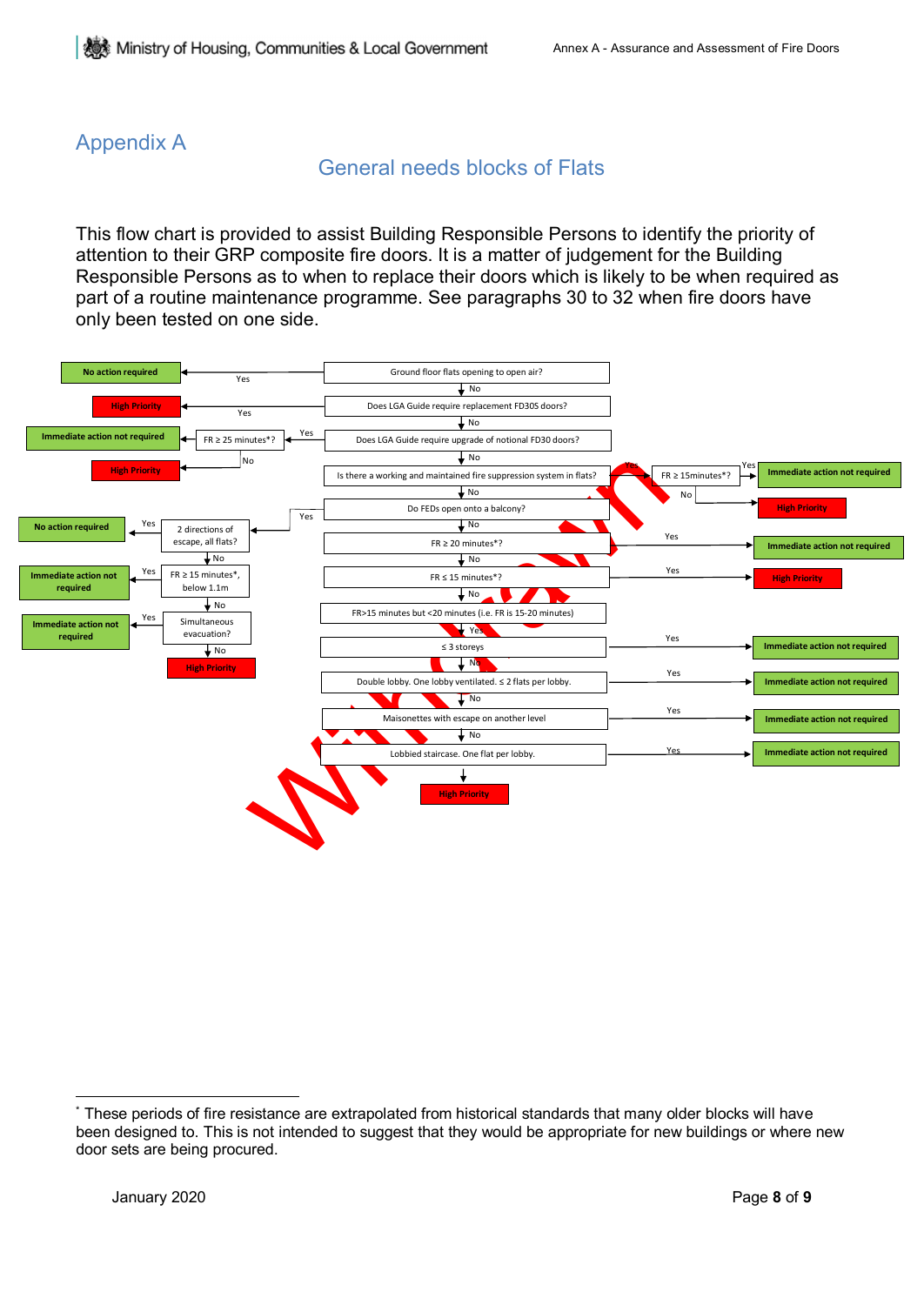# Appendix A

## General needs blocks of Flats

This flow chart is provided to assist Building Responsible Persons to identify the priority of attention to their GRP composite fire doors. It is a matter of judgement for the Building Responsible Persons as to when to replace their doors which is likely to be when required as part of a routine maintenance programme. See paragraphs 30 to 32 when fire doors have only been tested on one side.

- Ground floor flats opening to open air?
  - Yes → No action required
  - No ↓
- Does LGA Guide require replacement FD30S doors?
  - Yes → High Priority
  - No ↓
- Does LGA Guide require upgrade of notional FD30 doors?
  - Yes → FR ≥ 25 minutes*?
    - Yes → Immediate action not required
    - No → High Priority
  - No ↓
- Is there a working and maintained fire suppression system in flats?
  - Yes → FR ≥ 15minutes*?
    - Yes → Immediate action not required
    - No → High Priority
  - No ↓
- Do FEDs open onto a balcony?
  - Yes → 2 directions of escape, all flats?
    - Yes → No action required
    - No → FR ≥ 15 minutes*, below 1.1m
      - Yes → Immediate action not required
      - No → Simultaneous evacuation?
        - Yes → Immediate action not required
        - No → High Priority
  - No ↓
- FR ≥ 20 minutes*?
  - Yes → Immediate action not required
  - No ↓
- FR ≤ 15 minutes*?
  - Yes → High Priority
  - No ↓
- FR>15 minutes but <20 minutes (i.e. FR is 15-20 minutes)
  - Yes ↓
- ≤ 3 storeys
  - Yes → Immediate action not required
  - No ↓
- Double lobby. One lobby ventilated. ≤ 2 flats per lobby.
  - Yes → Immediate action not required
  - No ↓
- Maisonettes with escape on another level
  - Yes → Immediate action not required
  - No ↓
- Lobbied staircase. One flat per lobby.
  - Yes → Immediate action not required
  - ↓ High Priority

Withdrawn

* These periods of fire resistance are extrapolated from historical standards that many older blocks will have been designed to. This is not intended to suggest that they would be appropriate for new buildings or where new door sets are being procured.

January 2020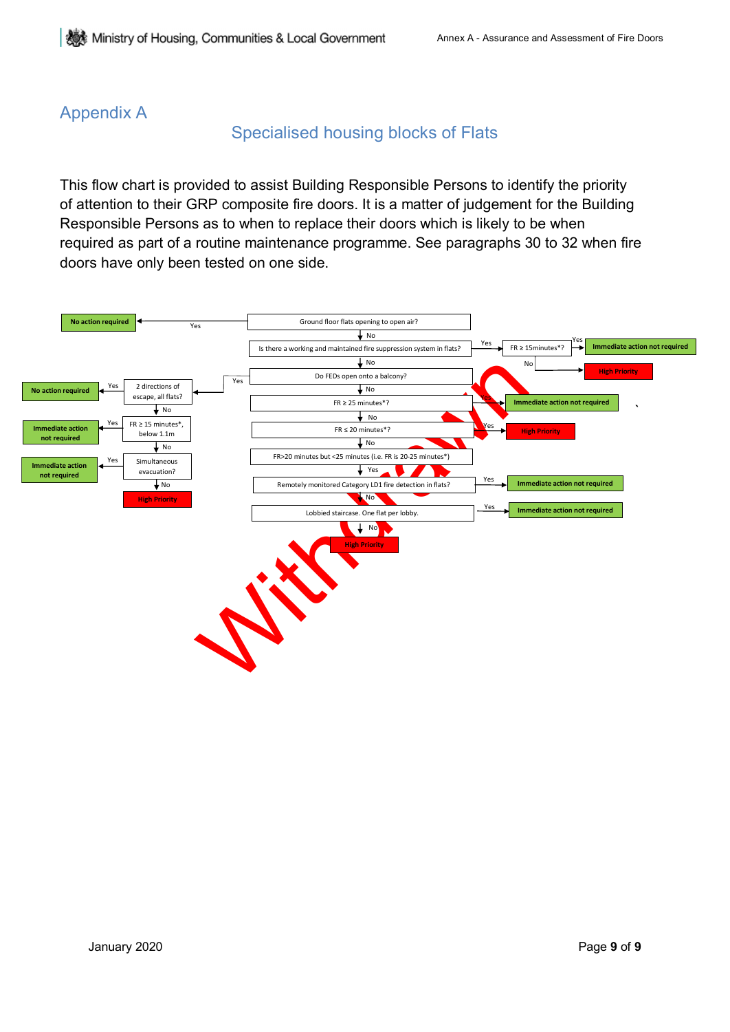# Appendix A

## Specialised housing blocks of Flats

This flow chart is provided to assist Building Responsible Persons to identify the priority of attention to their GRP composite fire doors. It is a matter of judgement for the Building Responsible Persons as to when to replace their doors which is likely to be when required as part of a routine maintenance programme. See paragraphs 30 to 32 when fire doors have only been tested on one side.

Ground floor flats opening to open air?
Yes
No action required
No
Is there a working and maintained fire suppression system in flats?
Yes
FR ≥ 15minutes*?
Yes
Immediate action not required
No
High Priority
No
Do FEDs open onto a balcony?
Yes
2 directions of escape, all flats?
Yes
No action required
No
FR ≥ 15 minutes*, below 1.1m
Yes
Immediate action not required
No
Simultaneous evacuation?
Yes
Immediate action not required
No
High Priority
No
FR ≥ 25 minutes*?
Yes
Immediate action not required
No
FR ≤ 20 minutes*?
Yes
High Priority
No
FR>20 minutes but <25 minutes (i.e. FR is 20-25 minutes*)
Yes
Remotely monitored Category LD1 fire detection in flats?
Yes
Immediate action not required
No
Lobbied staircase. One flat per lobby.
Yes
Immediate action not required
No
High Priority

Withdrawn